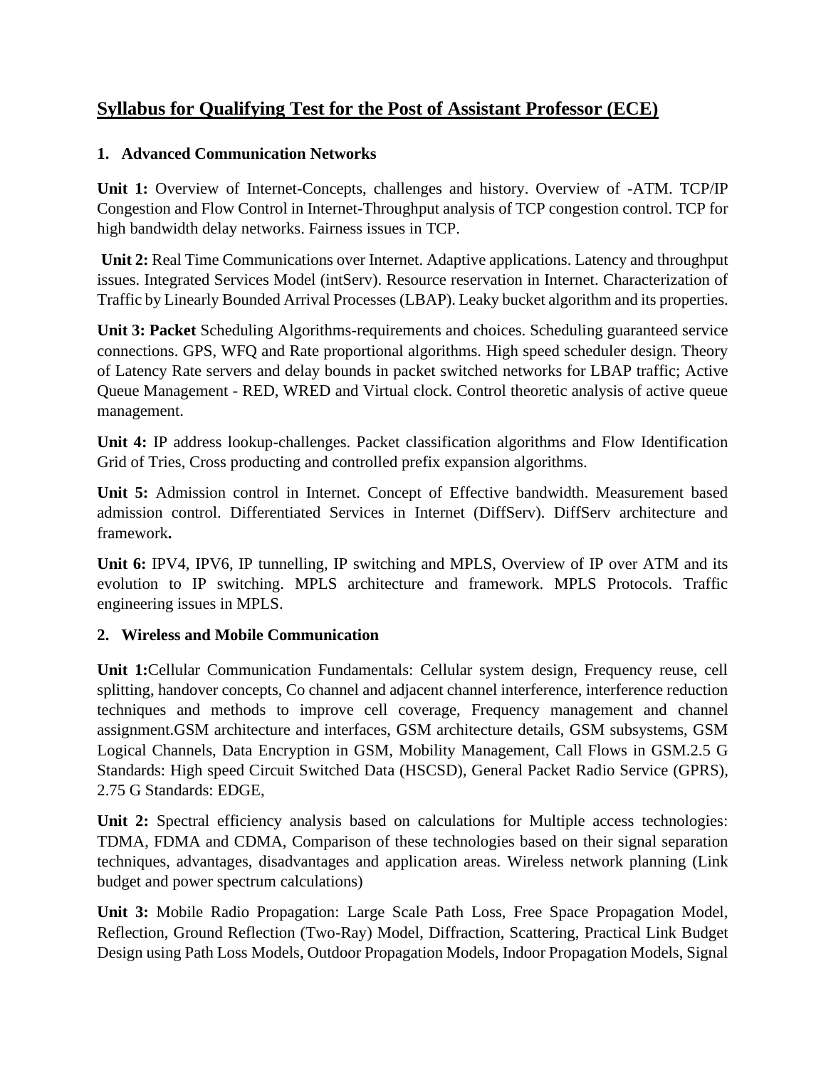# Syllabus for Qualifying Test for the Post of Assistant Professor (ECE)

## 1. Advanced Communication Networks

**Unit 1:** Overview of Internet-Concepts, challenges and history. Overview of -ATM. TCP/IP Congestion and Flow Control in Internet-Throughput analysis of TCP congestion control. TCP for high bandwidth delay networks. Fairness issues in TCP.

**Unit 2:** Real Time Communications over Internet. Adaptive applications. Latency and throughput issues. Integrated Services Model (intServ). Resource reservation in Internet. Characterization of Traffic by Linearly Bounded Arrival Processes (LBAP). Leaky bucket algorithm and its properties.

**Unit 3: Packet** Scheduling Algorithms-requirements and choices. Scheduling guaranteed service connections. GPS, WFQ and Rate proportional algorithms. High speed scheduler design. Theory of Latency Rate servers and delay bounds in packet switched networks for LBAP traffic; Active Queue Management - RED, WRED and Virtual clock. Control theoretic analysis of active queue management.

**Unit 4:** IP address lookup-challenges. Packet classification algorithms and Flow Identification Grid of Tries, Cross producting and controlled prefix expansion algorithms.

**Unit 5:** Admission control in Internet. Concept of Effective bandwidth. Measurement based admission control. Differentiated Services in Internet (DiffServ). DiffServ architecture and framework**.**

**Unit 6:** IPV4, IPV6, IP tunnelling, IP switching and MPLS, Overview of IP over ATM and its evolution to IP switching. MPLS architecture and framework. MPLS Protocols. Traffic engineering issues in MPLS.

## 2. Wireless and Mobile Communication

**Unit 1:**Cellular Communication Fundamentals: Cellular system design, Frequency reuse, cell splitting, handover concepts, Co channel and adjacent channel interference, interference reduction techniques and methods to improve cell coverage, Frequency management and channel assignment.GSM architecture and interfaces, GSM architecture details, GSM subsystems, GSM Logical Channels, Data Encryption in GSM, Mobility Management, Call Flows in GSM.2.5 G Standards: High speed Circuit Switched Data (HSCSD), General Packet Radio Service (GPRS), 2.75 G Standards: EDGE,

**Unit 2:** Spectral efficiency analysis based on calculations for Multiple access technologies: TDMA, FDMA and CDMA, Comparison of these technologies based on their signal separation techniques, advantages, disadvantages and application areas. Wireless network planning (Link budget and power spectrum calculations)

**Unit 3:** Mobile Radio Propagation: Large Scale Path Loss, Free Space Propagation Model, Reflection, Ground Reflection (Two-Ray) Model, Diffraction, Scattering, Practical Link Budget Design using Path Loss Models, Outdoor Propagation Models, Indoor Propagation Models, Signal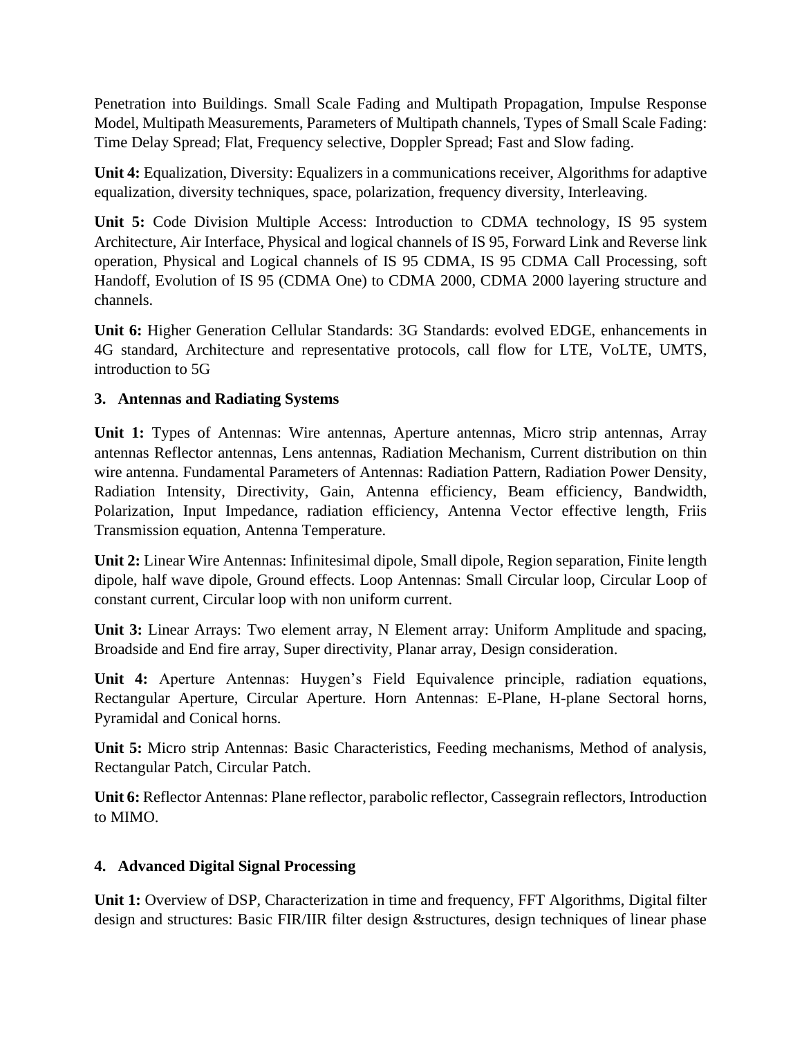Penetration into Buildings. Small Scale Fading and Multipath Propagation, Impulse Response Model, Multipath Measurements, Parameters of Multipath channels, Types of Small Scale Fading: Time Delay Spread; Flat, Frequency selective, Doppler Spread; Fast and Slow fading.

**Unit 4:** Equalization, Diversity: Equalizers in a communications receiver, Algorithms for adaptive equalization, diversity techniques, space, polarization, frequency diversity, Interleaving.

**Unit 5:** Code Division Multiple Access: Introduction to CDMA technology, IS 95 system Architecture, Air Interface, Physical and logical channels of IS 95, Forward Link and Reverse link operation, Physical and Logical channels of IS 95 CDMA, IS 95 CDMA Call Processing, soft Handoff, Evolution of IS 95 (CDMA One) to CDMA 2000, CDMA 2000 layering structure and channels.

**Unit 6:** Higher Generation Cellular Standards: 3G Standards: evolved EDGE, enhancements in 4G standard, Architecture and representative protocols, call flow for LTE, VoLTE, UMTS, introduction to 5G

### 3. Antennas and Radiating Systems

**Unit 1:** Types of Antennas: Wire antennas, Aperture antennas, Micro strip antennas, Array antennas Reflector antennas, Lens antennas, Radiation Mechanism, Current distribution on thin wire antenna. Fundamental Parameters of Antennas: Radiation Pattern, Radiation Power Density, Radiation Intensity, Directivity, Gain, Antenna efficiency, Beam efficiency, Bandwidth, Polarization, Input Impedance, radiation efficiency, Antenna Vector effective length, Friis Transmission equation, Antenna Temperature.

**Unit 2:** Linear Wire Antennas: Infinitesimal dipole, Small dipole, Region separation, Finite length dipole, half wave dipole, Ground effects. Loop Antennas: Small Circular loop, Circular Loop of constant current, Circular loop with non uniform current.

**Unit 3:** Linear Arrays: Two element array, N Element array: Uniform Amplitude and spacing, Broadside and End fire array, Super directivity, Planar array, Design consideration.

**Unit 4:** Aperture Antennas: Huygen's Field Equivalence principle, radiation equations, Rectangular Aperture, Circular Aperture. Horn Antennas: E-Plane, H-plane Sectoral horns, Pyramidal and Conical horns.

**Unit 5:** Micro strip Antennas: Basic Characteristics, Feeding mechanisms, Method of analysis, Rectangular Patch, Circular Patch.

**Unit 6:** Reflector Antennas: Plane reflector, parabolic reflector, Cassegrain reflectors, Introduction to MIMO.

### 4. Advanced Digital Signal Processing

**Unit 1:** Overview of DSP, Characterization in time and frequency, FFT Algorithms, Digital filter design and structures: Basic FIR/IIR filter design &structures, design techniques of linear phase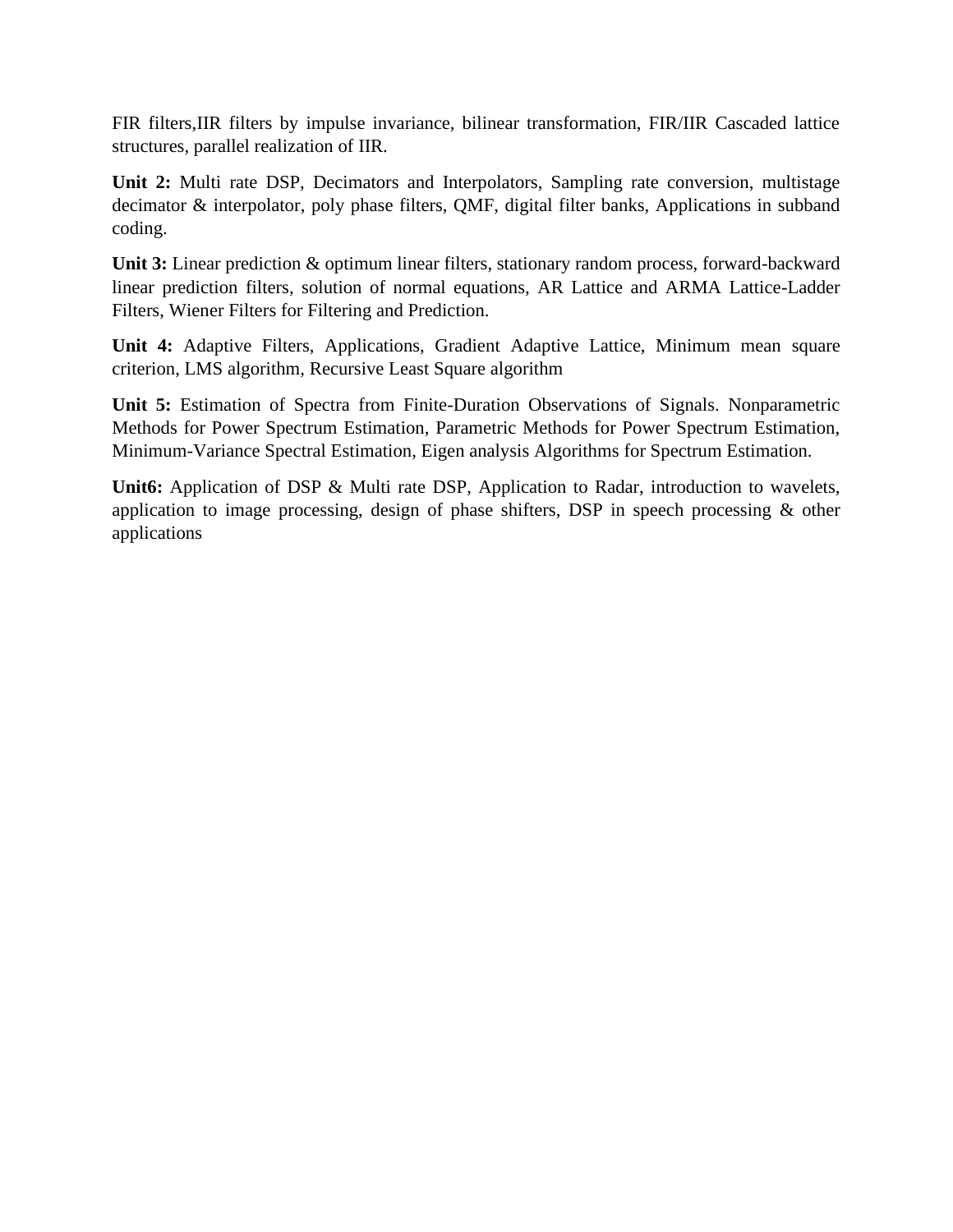FIR filters,IIR filters by impulse invariance, bilinear transformation, FIR/IIR Cascaded lattice structures, parallel realization of IIR.

**Unit 2:** Multi rate DSP, Decimators and Interpolators, Sampling rate conversion, multistage decimator & interpolator, poly phase filters, QMF, digital filter banks, Applications in subband coding.

**Unit 3:** Linear prediction & optimum linear filters, stationary random process, forward-backward linear prediction filters, solution of normal equations, AR Lattice and ARMA Lattice-Ladder Filters, Wiener Filters for Filtering and Prediction.

**Unit 4:** Adaptive Filters, Applications, Gradient Adaptive Lattice, Minimum mean square criterion, LMS algorithm, Recursive Least Square algorithm

**Unit 5:** Estimation of Spectra from Finite-Duration Observations of Signals. Nonparametric Methods for Power Spectrum Estimation, Parametric Methods for Power Spectrum Estimation, Minimum-Variance Spectral Estimation, Eigen analysis Algorithms for Spectrum Estimation.

**Unit6:** Application of DSP & Multi rate DSP, Application to Radar, introduction to wavelets, application to image processing, design of phase shifters, DSP in speech processing & other applications